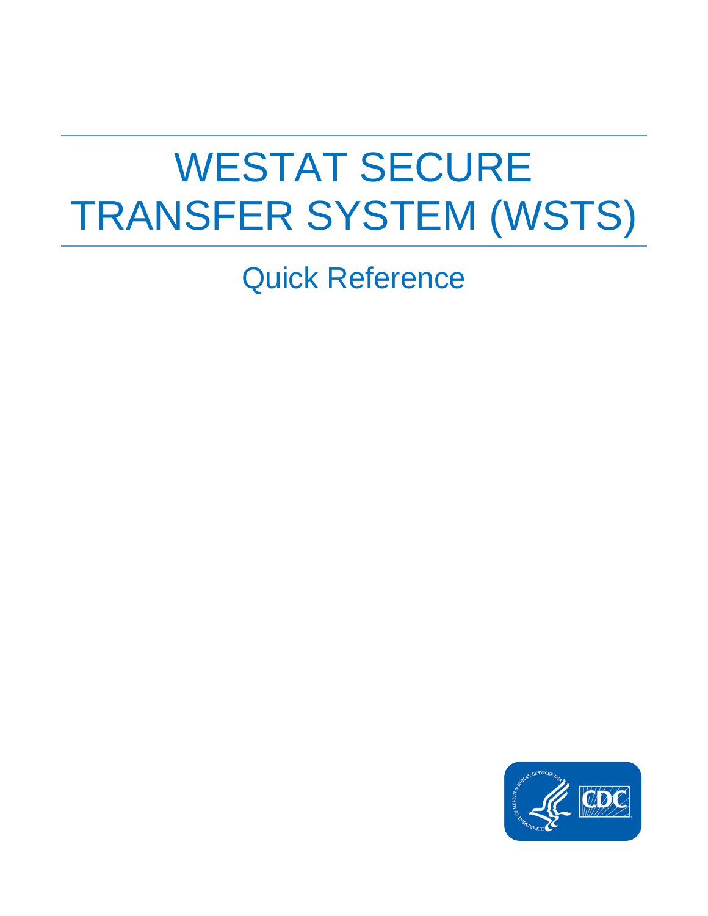# WESTAT SECURE TRANSFER SYSTEM (WSTS)

## Quick Reference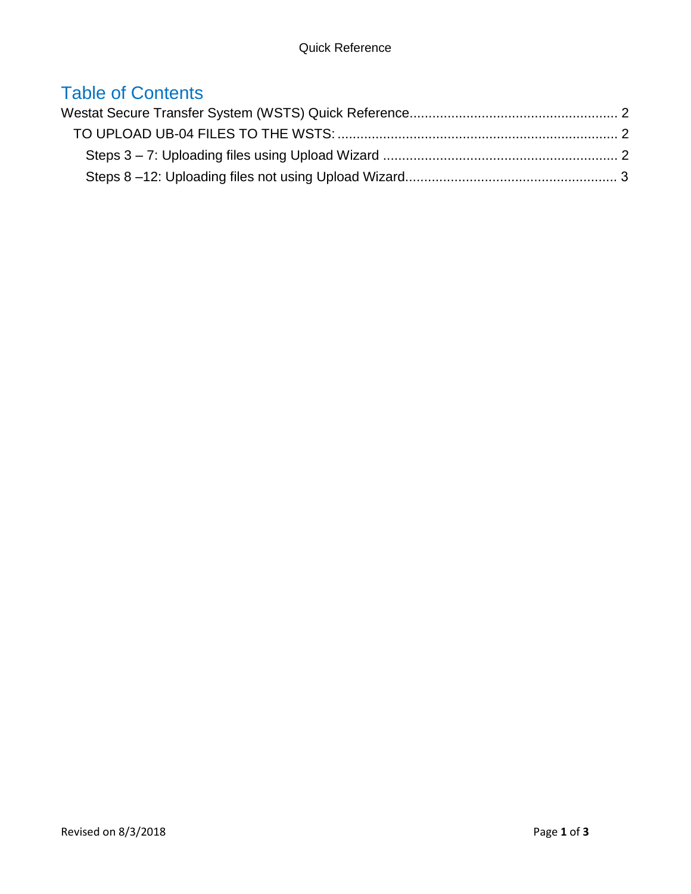# Table of Contents

Westat Secure Transfer System (WSTS) Quick Reference ...................................................... 2

TO UPLOAD UB-04 FILES TO THE WSTS: ........................................................................ 2

Steps 3 – 7: Uploading files using Upload Wizard ............................................................. 2

Steps 8 –12: Uploading files not using Upload Wizard....................................................... 3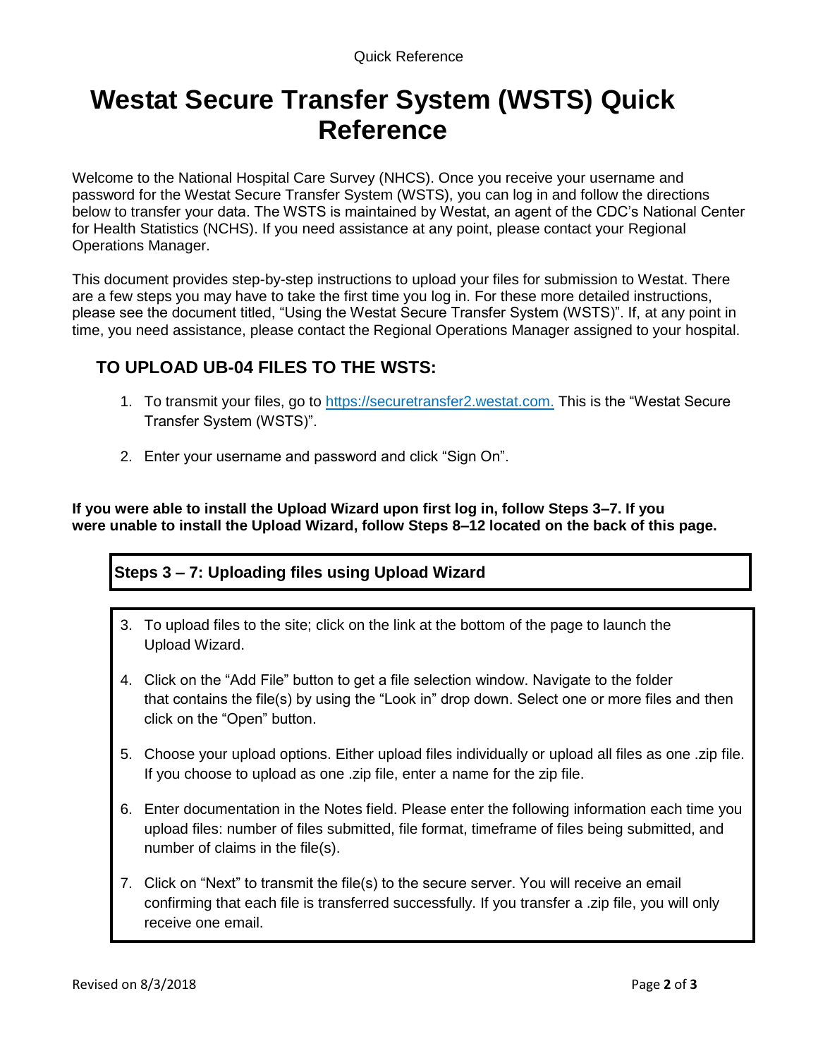# Westat Secure Transfer System (WSTS) Quick Reference

Welcome to the National Hospital Care Survey (NHCS). Once you receive your username and password for the Westat Secure Transfer System (WSTS), you can log in and follow the directions below to transfer your data. The WSTS is maintained by Westat, an agent of the CDC's National Center for Health Statistics (NCHS). If you need assistance at any point, please contact your Regional Operations Manager.

This document provides step-by-step instructions to upload your files for submission to Westat. There are a few steps you may have to take the first time you log in. For these more detailed instructions, please see the document titled, "Using the Westat Secure Transfer System (WSTS)". If, at any point in time, you need assistance, please contact the Regional Operations Manager assigned to your hospital.

## TO UPLOAD UB-04 FILES TO THE WSTS:

1. To transmit your files, go to https://securetransfer2.westat.com. This is the "Westat Secure Transfer System (WSTS)".
2. Enter your username and password and click "Sign On".

**If you were able to install the Upload Wizard upon first log in, follow Steps 3–7. If you were unable to install the Upload Wizard, follow Steps 8–12 located on the back of this page.**

### Steps 3 – 7: Uploading files using Upload Wizard

3. To upload files to the site; click on the link at the bottom of the page to launch the Upload Wizard.
4. Click on the "Add File" button to get a file selection window. Navigate to the folder that contains the file(s) by using the "Look in" drop down. Select one or more files and then click on the "Open" button.
5. Choose your upload options. Either upload files individually or upload all files as one .zip file. If you choose to upload as one .zip file, enter a name for the zip file.
6. Enter documentation in the Notes field. Please enter the following information each time you upload files: number of files submitted, file format, timeframe of files being submitted, and number of claims in the file(s).
7. Click on "Next" to transmit the file(s) to the secure server. You will receive an email confirming that each file is transferred successfully. If you transfer a .zip file, you will only receive one email.

Revised on 8/3/2018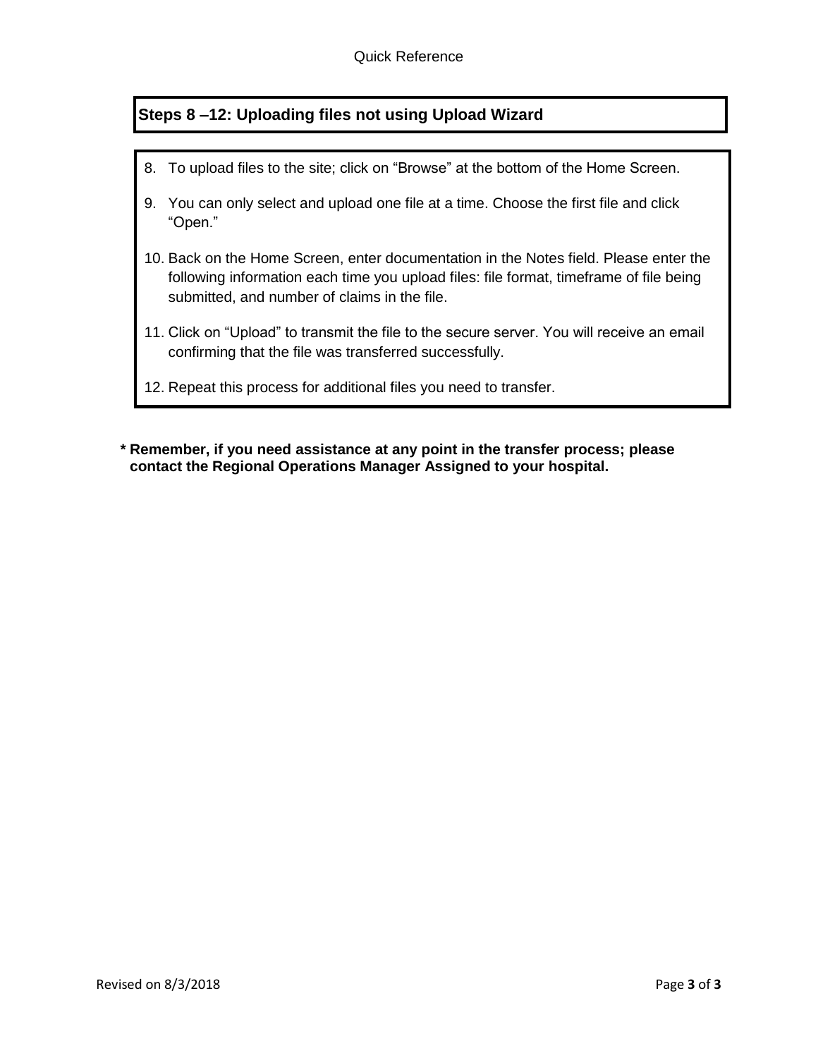## Steps 8 –12: Uploading files not using Upload Wizard

8. To upload files to the site; click on “Browse” at the bottom of the Home Screen.
9. You can only select and upload one file at a time. Choose the first file and click “Open.”
10. Back on the Home Screen, enter documentation in the Notes field. Please enter the following information each time you upload files: file format, timeframe of file being submitted, and number of claims in the file.
11. Click on “Upload” to transmit the file to the secure server. You will receive an email confirming that the file was transferred successfully.
12. Repeat this process for additional files you need to transfer.

**\* Remember, if you need assistance at any point in the transfer process; please contact the Regional Operations Manager Assigned to your hospital.**

Revised on 8/3/2018